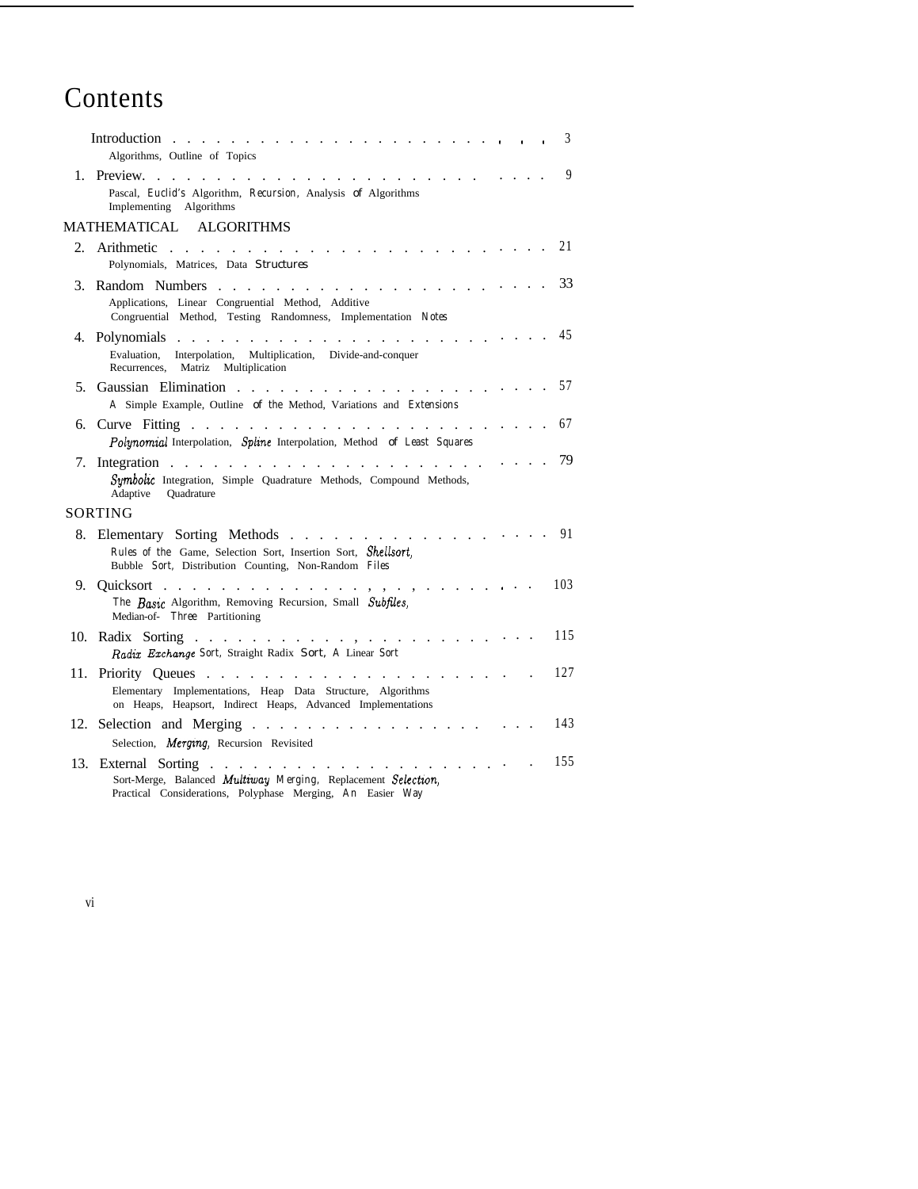# Contents

Introduction . . . . . . . . . . . . . . . . . . . . . . . . 3
Algorithms, Outline of Topics

1. Preview. . . . . . . . . . . . . . . . . . . . . . . . . 9
Pascal, Euclid's Algorithm, Recursion, Analysis of Algorithms Implementing Algorithms

## MATHEMATICAL ALGORITHMS

2. Arithmetic . . . . . . . . . . . . . . . . . . . . . . . 21
Polynomials, Matrices, Data Structures

3. Random Numbers . . . . . . . . . . . . . . . . . . . . 33
Applications, Linear Congruential Method, Additive Congruential Method, Testing Randomness, Implementation Notes

4. Polynomials . . . . . . . . . . . . . . . . . . . . . . 45
Evaluation, Interpolation, Multiplication, Divide-and-conquer Recurrences, Matriz Multiplication

5. Gaussian Elimination . . . . . . . . . . . . . . . . . . 57
A Simple Example, Outline of the Method, Variations and Extensions

6. Curve Fitting . . . . . . . . . . . . . . . . . . . . . 67
Polynomial Interpolation, Spline Interpolation, Method of Least Squares

7. Integration . . . . . . . . . . . . . . . . . . . . . . 79
Symbolic Integration, Simple Quadrature Methods, Compound Methods, Adaptive Quadrature

## SORTING

8. Elementary Sorting Methods . . . . . . . . . . . . . . . . 91
Rules of the Game, Selection Sort, Insertion Sort, Shellsort, Bubble Sort, Distribution Counting, Non-Random Files

9. Quicksort . . . . . . . . . . . . . . . . . . . . . . . 103
The Basic Algorithm, Removing Recursion, Small Subfiles, Median-of- Three Partitioning

10. Radix Sorting . . . . . . . . . . . . . . . . . . . . . 115
Radix Exchange Sort, Straight Radix Sort, A Linear Sort

11. Priority Queues . . . . . . . . . . . . . . . . . . . . 127
Elementary Implementations, Heap Data Structure, Algorithms on Heaps, Heapsort, Indirect Heaps, Advanced Implementations

12. Selection and Merging . . . . . . . . . . . . . . . . . 143
Selection, Merging, Recursion Revisited

13. External Sorting . . . . . . . . . . . . . . . . . . . 155
Sort-Merge, Balanced Multiway Merging, Replacement Selection, Practical Considerations, Polyphase Merging, An Easier Way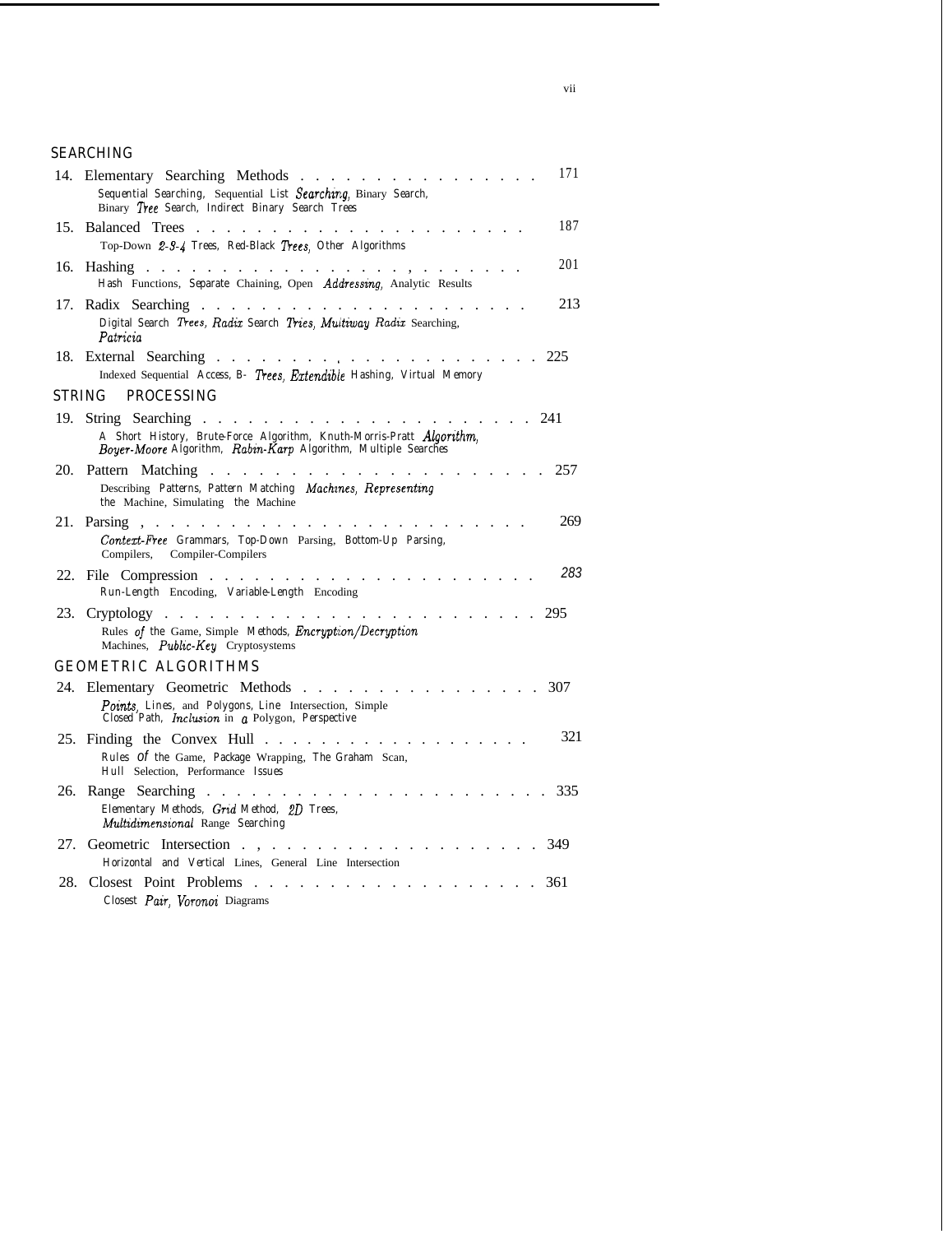## SEARCHING

14. Elementary Searching Methods . . . . . . . . . . . . . . . . 171
    Sequential Searching, Sequential List Searching, Binary Search, Binary Tree Search, Indirect Binary Search Trees
15. Balanced Trees . . . . . . . . . . . . . . . . . . . . . . 187
    Top-Down 2-3-4 Trees, Red-Black Trees, Other Algorithms
16. Hashing . . . . . . . . . . . . . . . . . . . . . . . . . 201
    Hash Functions, Separate Chaining, Open Addressing, Analytic Results
17. Radix Searching . . . . . . . . . . . . . . . . . . . . . . 213
    Digital Search Trees, Radix Search Tries, Multiway Radix Searching, Patricia
18. External Searching . . . . . . . . . . . . . . . . . . . . . 225
    Indexed Sequential Access, B- Trees, Extendible Hashing, Virtual Memory

## STRING PROCESSING

19. String Searching . . . . . . . . . . . . . . . . . . . . . . 241
    A Short History, Brute-Force Algorithm, Knuth-Morris-Pratt Algorithm, Boyer-Moore Algorithm, Rabin-Karp Algorithm, Multiple Searches
20. Pattern Matching . . . . . . . . . . . . . . . . . . . . . . 257
    Describing Patterns, Pattern Matching Machines, Representing the Machine, Simulating the Machine
21. Parsing . . . . . . . . . . . . . . . . . . . . . . . . . . 269
    Context-Free Grammars, Top-Down Parsing, Bottom-Up Parsing, Compilers, Compiler-Compilers
22. File Compression . . . . . . . . . . . . . . . . . . . . . . 283
    Run-Length Encoding, Variable-Length Encoding
23. Cryptology . . . . . . . . . . . . . . . . . . . . . . . . . 295
    Rules of the Game, Simple Methods, Encryption/Decryption Machines, Public-Key Cryptosystems

## GEOMETRIC ALGORITHMS

24. Elementary Geometric Methods . . . . . . . . . . . . . . . . 307
    Points, Lines, and Polygons, Line Intersection, Simple Closed Path, Inclusion in a Polygon, Perspective
25. Finding the Convex Hull . . . . . . . . . . . . . . . . . . . 321
    Rules of the Game, Package Wrapping, The Graham Scan, Hull Selection, Performance Issues
26. Range Searching . . . . . . . . . . . . . . . . . . . . . . . 335
    Elementary Methods, Grid Method, 2D Trees, Multidimensional Range Searching
27. Geometric Intersection . . . . . . . . . . . . . . . . . . . 349
    Horizontal and Vertical Lines, General Line Intersection
28. Closest Point Problems . . . . . . . . . . . . . . . . . . . 361
    Closest Pair, Voronoi Diagrams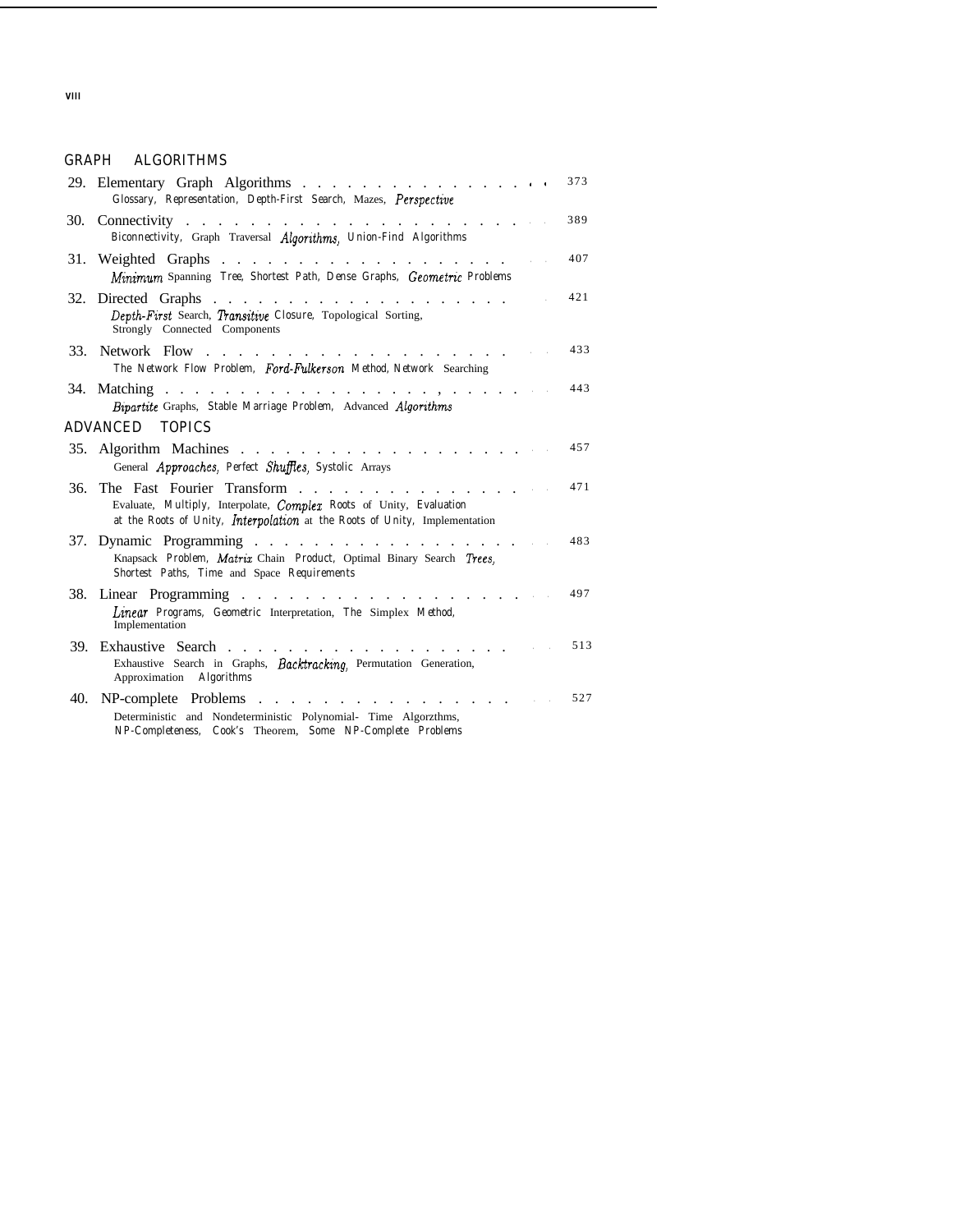## GRAPH ALGORITHMS

29. Elementary Graph Algorithms . . . . . . . . . . . . . . . . . . 373
    Glossary, Representation, Depth-First Search, Mazes, Perspective

30. Connectivity . . . . . . . . . . . . . . . . . . . . . . . 389
    Biconnectivity, Graph Traversal Algorithms, Union-Find Algorithms

31. Weighted Graphs . . . . . . . . . . . . . . . . . . . . 407
    Minimum Spanning Tree, Shortest Path, Dense Graphs, Geometric Problems

32. Directed Graphs . . . . . . . . . . . . . . . . . . . . 421
    Depth-First Search, Transitive Closure, Topological Sorting, Strongly Connected Components

33. Network Flow . . . . . . . . . . . . . . . . . . . . . 433
    The Network Flow Problem, Ford-Fulkerson Method, Network Searching

34. Matching . . . . . . . . . . . . . . . . . . . . . . . 443
    Bipartite Graphs, Stable Marriage Problem, Advanced Algorithms

## ADVANCED TOPICS

35. Algorithm Machines . . . . . . . . . . . . . . . . . . . 457
    General Approaches, Perfect Shuffles, Systolic Arrays

36. The Fast Fourier Transform . . . . . . . . . . . . . . . 471
    Evaluate, Multiply, Interpolate, Complex Roots of Unity, Evaluation at the Roots of Unity, Interpolation at the Roots of Unity, Implementation

37. Dynamic Programming . . . . . . . . . . . . . . . . . . 483
    Knapsack Problem, Matrix Chain Product, Optimal Binary Search Trees, Shortest Paths, Time and Space Requirements

38. Linear Programming . . . . . . . . . . . . . . . . . . . 497
    Linear Programs, Geometric Interpretation, The Simplex Method, Implementation

39. Exhaustive Search . . . . . . . . . . . . . . . . . . . 513
    Exhaustive Search in Graphs, Backtracking, Permutation Generation, Approximation Algorithms

40. NP-complete Problems . . . . . . . . . . . . . . . . . 527
    Deterministic and Nondeterministic Polynomial- Time Algorzthms, NP-Completeness, Cook's Theorem, Some NP-Complete Problems